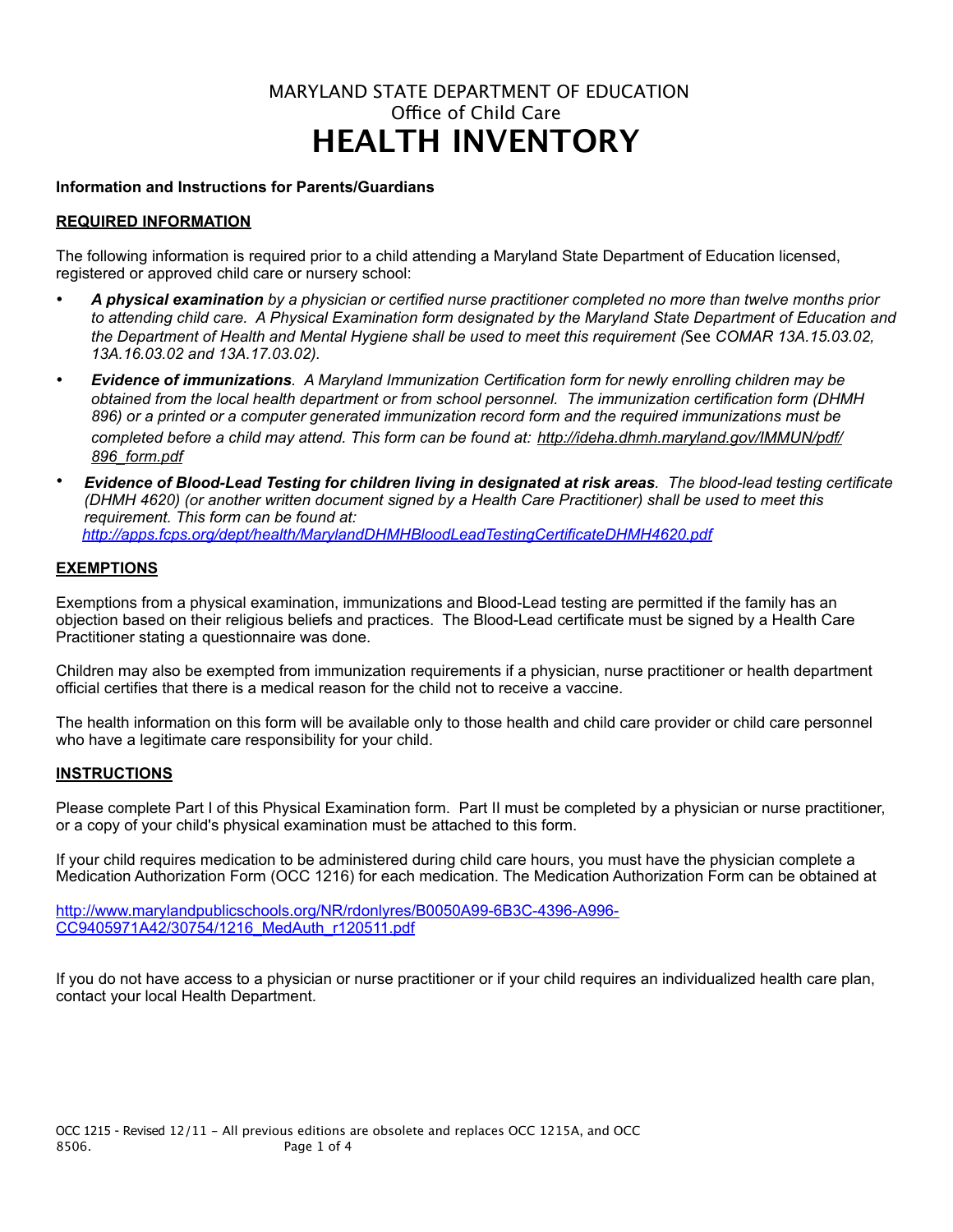# MARYLAND STATE DEPARTMENT OF EDUCATION

## Office of Child Care

# HEALTH INVENTORY

**Information and Instructions for Parents/Guardians**

**REQUIRED INFORMATION**

The following information is required prior to a child attending a Maryland State Department of Education licensed, registered or approved child care or nursery school:

- ***A physical examination*** *by a physician or certified nurse practitioner completed no more than twelve months prior to attending child care. A Physical Examination form designated by the Maryland State Department of Education and the Department of Health and Mental Hygiene shall be used to meet this requirement (*See *COMAR 13A.15.03.02, 13A.16.03.02 and 13A.17.03.02).*
- ***Evidence of immunizations****. A Maryland Immunization Certification form for newly enrolling children may be obtained from the local health department or from school personnel. The immunization certification form (DHMH 896) or a printed or a computer generated immunization record form and the required immunizations must be completed before a child may attend. This form can be found at: http://ideha.dhmh.maryland.gov/IMMUN/pdf/896_form.pdf*
- ***Evidence of Blood-Lead Testing for children living in designated at risk areas****. The blood-lead testing certificate (DHMH 4620) (or another written document signed by a Health Care Practitioner) shall be used to meet this requirement. This form can be found at: http://apps.fcps.org/dept/health/MarylandDHMHBloodLeadTestingCertificateDHMH4620.pdf*

**EXEMPTIONS**

Exemptions from a physical examination, immunizations and Blood-Lead testing are permitted if the family has an objection based on their religious beliefs and practices. The Blood-Lead certificate must be signed by a Health Care Practitioner stating a questionnaire was done.

Children may also be exempted from immunization requirements if a physician, nurse practitioner or health department official certifies that there is a medical reason for the child not to receive a vaccine.

The health information on this form will be available only to those health and child care provider or child care personnel who have a legitimate care responsibility for your child.

**INSTRUCTIONS**

Please complete Part I of this Physical Examination form. Part II must be completed by a physician or nurse practitioner, or a copy of your child's physical examination must be attached to this form.

If your child requires medication to be administered during child care hours, you must have the physician complete a Medication Authorization Form (OCC 1216) for each medication. The Medication Authorization Form can be obtained at

http://www.marylandpublicschools.org/NR/rdonlyres/B0050A99-6B3C-4396-A996-CC9405971A42/30754/1216_MedAuth_r120511.pdf

If you do not have access to a physician or nurse practitioner or if your child requires an individualized health care plan, contact your local Health Department.

OCC 1215 - Revised 12/11 – All previous editions are obsolete and replaces OCC 1215A, and OCC 8506.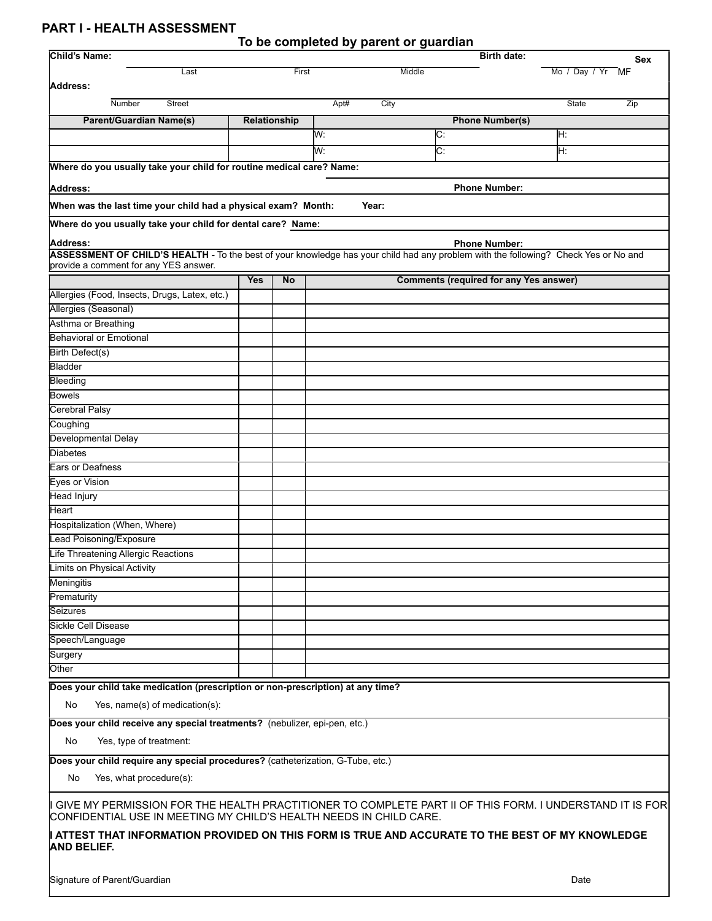## PART I - HEALTH ASSESSMENT

### To be completed by parent or guardian

**Child's Name:** ______________________________ **Birth date:** ____________ **Sex**

Last First Middle Mo / Day / Yr MF

**Address:**

Number Street Apt# City State Zip

| Parent/Guardian Name(s) | Relationship | Phone Number(s) | | |
|---|---|---|---|---|
| | | W: | C: | H: |
| | | W: | C: | H: |

**Where do you usually take your child for routine medical care? Name:**

**Address:** **Phone Number:**

**When was the last time your child had a physical exam? Month:** **Year:**

**Where do you usually take your child for dental care? Name:**

**Address:** **Phone Number:**

**ASSESSMENT OF CHILD'S HEALTH -** To the best of your knowledge has your child had any problem with the following? Check Yes or No and provide a comment for any YES answer.

| | Yes | No | Comments (required for any Yes answer) |
|---|---|---|---|
| Allergies (Food, Insects, Drugs, Latex, etc.) | | | |
| Allergies (Seasonal) | | | |
| Asthma or Breathing | | | |
| Behavioral or Emotional | | | |
| Birth Defect(s) | | | |
| Bladder | | | |
| Bleeding | | | |
| Bowels | | | |
| Cerebral Palsy | | | |
| Coughing | | | |
| Developmental Delay | | | |
| Diabetes | | | |
| Ears or Deafness | | | |
| Eyes or Vision | | | |
| Head Injury | | | |
| Heart | | | |
| Hospitalization (When, Where) | | | |
| Lead Poisoning/Exposure | | | |
| Life Threatening Allergic Reactions | | | |
| Limits on Physical Activity | | | |
| Meningitis | | | |
| Prematurity | | | |
| Seizures | | | |
| Sickle Cell Disease | | | |
| Speech/Language | | | |
| Surgery | | | |
| Other | | | |

**Does your child take medication (prescription or non-prescription) at any time?**

No Yes, name(s) of medication(s):

**Does your child receive any special treatments?** (nebulizer, epi-pen, etc.)

No Yes, type of treatment:

**Does your child require any special procedures?** (catheterization, G-Tube, etc.)

No Yes, what procedure(s):

I GIVE MY PERMISSION FOR THE HEALTH PRACTITIONER TO COMPLETE PART II OF THIS FORM. I UNDERSTAND IT IS FOR CONFIDENTIAL USE IN MEETING MY CHILD'S HEALTH NEEDS IN CHILD CARE.

**I ATTEST THAT INFORMATION PROVIDED ON THIS FORM IS TRUE AND ACCURATE TO THE BEST OF MY KNOWLEDGE AND BELIEF.**

Signature of Parent/Guardian Date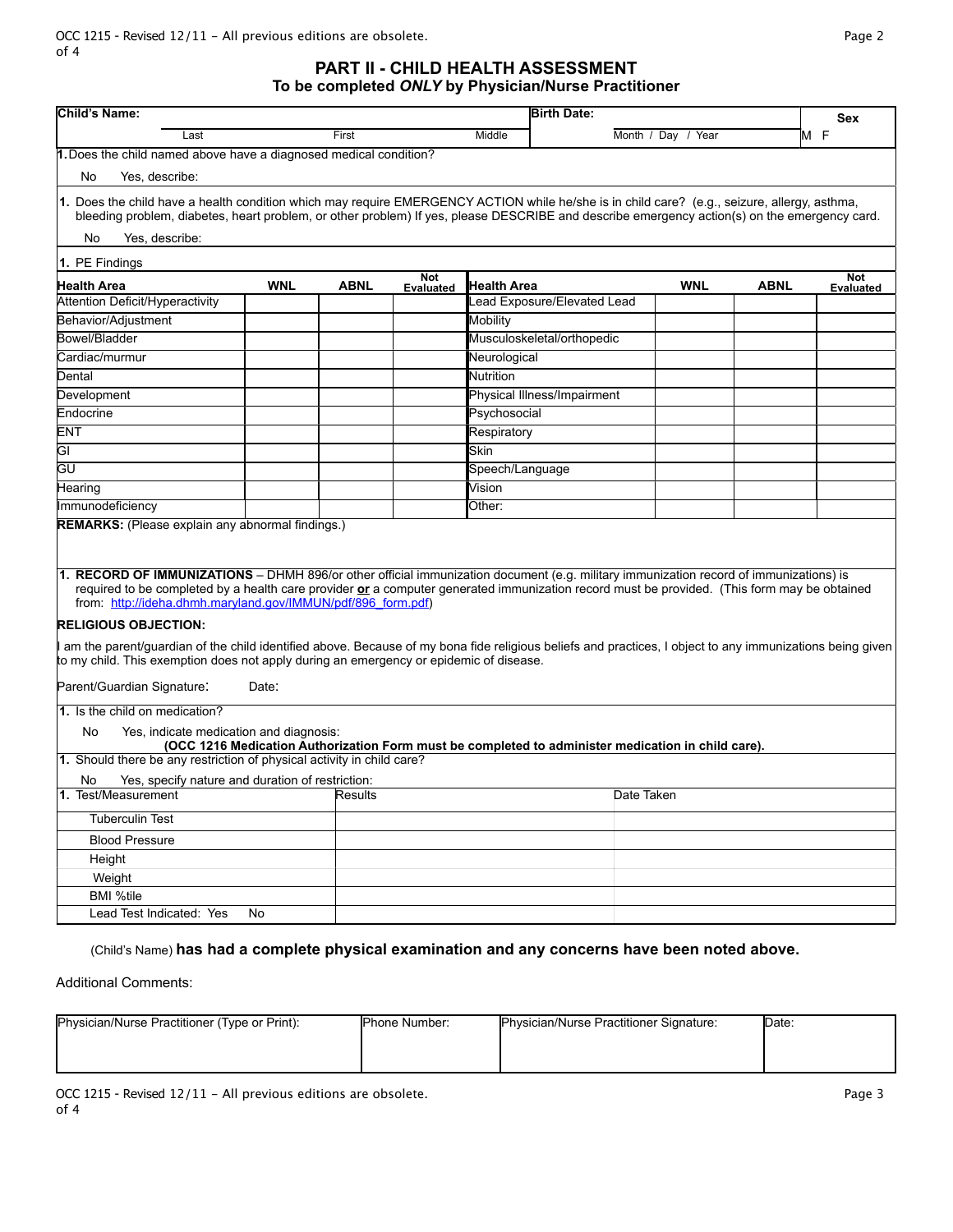# PART II - CHILD HEALTH ASSESSMENT

**To be completed *ONLY* by Physician/Nurse Practitioner**

| **Child's Name:** | | | **Birth Date:** | **Sex** |
|---|---|---|---|---|
| Last | First | Middle | Month / Day / Year | M F |

1. Does the child named above have a diagnosed medical condition?

   No    Yes, describe:

1. Does the child have a health condition which may require EMERGENCY ACTION while he/she is in child care? (e.g., seizure, allergy, asthma, bleeding problem, diabetes, heart problem, or other problem) If yes, please DESCRIBE and describe emergency action(s) on the emergency card.

   No    Yes, describe:

1. PE Findings

| Health Area | WNL | ABNL | Not Evaluated | Health Area | WNL | ABNL | Not Evaluated |
|---|---|---|---|---|---|---|---|
| Attention Deficit/Hyperactivity | | | | Lead Exposure/Elevated Lead | | | |
| Behavior/Adjustment | | | | Mobility | | | |
| Bowel/Bladder | | | | Musculoskeletal/orthopedic | | | |
| Cardiac/murmur | | | | Neurological | | | |
| Dental | | | | Nutrition | | | |
| Development | | | | Physical Illness/Impairment | | | |
| Endocrine | | | | Psychosocial | | | |
| ENT | | | | Respiratory | | | |
| GI | | | | Skin | | | |
| GU | | | | Speech/Language | | | |
| Hearing | | | | Vision | | | |
| Immunodeficiency | | | | Other: | | | |

**REMARKS:** (Please explain any abnormal findings.)

1. **RECORD OF IMMUNIZATIONS** – DHMH 896/or other official immunization document (e.g. military immunization record of immunizations) is required to be completed by a health care provider **or** a computer generated immunization record must be provided. (This form may be obtained from: http://ideha.dhmh.maryland.gov/IMMUN/pdf/896_form.pdf)

**RELIGIOUS OBJECTION:**

I am the parent/guardian of the child identified above. Because of my bona fide religious beliefs and practices, I object to any immunizations being given to my child. This exemption does not apply during an emergency or epidemic of disease.

Parent/Guardian Signature:    Date:

1. Is the child on medication?

   No    Yes, indicate medication and diagnosis:

   **(OCC 1216 Medication Authorization Form must be completed to administer medication in child care).**

1. Should there be any restriction of physical activity in child care?

   No    Yes, specify nature and duration of restriction:

| 1. Test/Measurement | Results | Date Taken |
|---|---|---|
| Tuberculin Test | | |
| Blood Pressure | | |
| Height | | |
| Weight | | |
| BMI %tile | | |
| Lead Test Indicated: Yes No | | |

(Child's Name) **has had a complete physical examination and any concerns have been noted above.**

Additional Comments:

| Physician/Nurse Practitioner (Type or Print): | Phone Number: | Physician/Nurse Practitioner Signature: | Date: |
|---|---|---|---|
| | | | |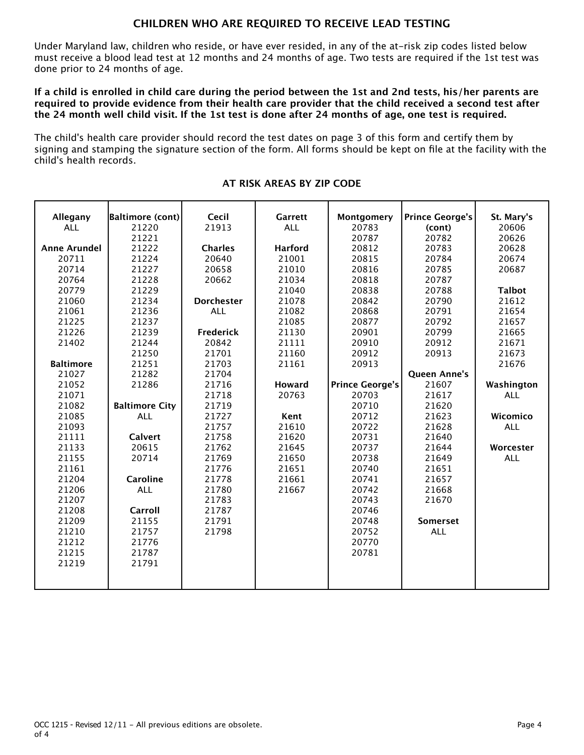## CHILDREN WHO ARE REQUIRED TO RECEIVE LEAD TESTING

Under Maryland law, children who reside, or have ever resided, in any of the at-risk zip codes listed below must receive a blood lead test at 12 months and 24 months of age. Two tests are required if the 1st test was done prior to 24 months of age.

**If a child is enrolled in child care during the period between the 1st and 2nd tests, his/her parents are required to provide evidence from their health care provider that the child received a second test after the 24 month well child visit. If the 1st test is done after 24 months of age, one test is required.**

The child's health care provider should record the test dates on page 3 of this form and certify them by signing and stamping the signature section of the form. All forms should be kept on file at the facility with the child's health records.

### AT RISK AREAS BY ZIP CODE

| | | | | | | |
|---|---|---|---|---|---|---|
| **Allegany** | **Baltimore (cont)** | **Cecil** | **Garrett** | **Montgomery** | **Prince George's** | **St. Mary's** |
| ALL | 21220 | 21913 | ALL | 20783 | **(cont)** | 20606 |
| | 21221 | | | 20787 | 20782 | 20626 |
| **Anne Arundel** | 21222 | **Charles** | **Harford** | 20812 | 20783 | 20628 |
| 20711 | 21224 | 20640 | 21001 | 20815 | 20784 | 20674 |
| 20714 | 21227 | 20658 | 21010 | 20816 | 20785 | 20687 |
| 20764 | 21228 | 20662 | 21034 | 20818 | 20787 | |
| 20779 | 21229 | | 21040 | 20838 | 20788 | **Talbot** |
| 21060 | 21234 | **Dorchester** | 21078 | 20842 | 20790 | 21612 |
| 21061 | 21236 | ALL | 21082 | 20868 | 20791 | 21654 |
| 21225 | 21237 | | 21085 | 20877 | 20792 | 21657 |
| 21226 | 21239 | **Frederick** | 21130 | 20901 | 20799 | 21665 |
| 21402 | 21244 | 20842 | 21111 | 20910 | 20912 | 21671 |
| | 21250 | 21701 | 21160 | 20912 | 20913 | 21673 |
| **Baltimore** | 21251 | 21703 | 21161 | 20913 | | 21676 |
| 21027 | 21282 | 21704 | | | **Queen Anne's** | |
| 21052 | 21286 | 21716 | **Howard** | **Prince George's** | 21607 | **Washington** |
| 21071 | | 21718 | 20763 | 20703 | 21617 | ALL |
| 21082 | **Baltimore City** | 21719 | | 20710 | 21620 | |
| 21085 | ALL | 21727 | **Kent** | 20712 | 21623 | **Wicomico** |
| 21093 | | 21757 | 21610 | 20722 | 21628 | ALL |
| 21111 | **Calvert** | 21758 | 21620 | 20731 | 21640 | |
| 21133 | 20615 | 21762 | 21645 | 20737 | 21644 | **Worcester** |
| 21155 | 20714 | 21769 | 21650 | 20738 | 21649 | ALL |
| 21161 | | 21776 | 21651 | 20740 | 21651 | |
| 21204 | **Caroline** | 21778 | 21661 | 20741 | 21657 | |
| 21206 | ALL | 21780 | 21667 | 20742 | 21668 | |
| 21207 | | 21783 | | 20743 | 21670 | |
| 21208 | **Carroll** | 21787 | | 20746 | | |
| 21209 | 21155 | 21791 | | 20748 | **Somerset** | |
| 21210 | 21757 | 21798 | | 20752 | ALL | |
| 21212 | 21776 | | | 20770 | | |
| 21215 | 21787 | | | 20781 | | |
| 21219 | 21791 | | | | | |

OCC 1215 - Revised 12/11 - All previous editions are obsolete.